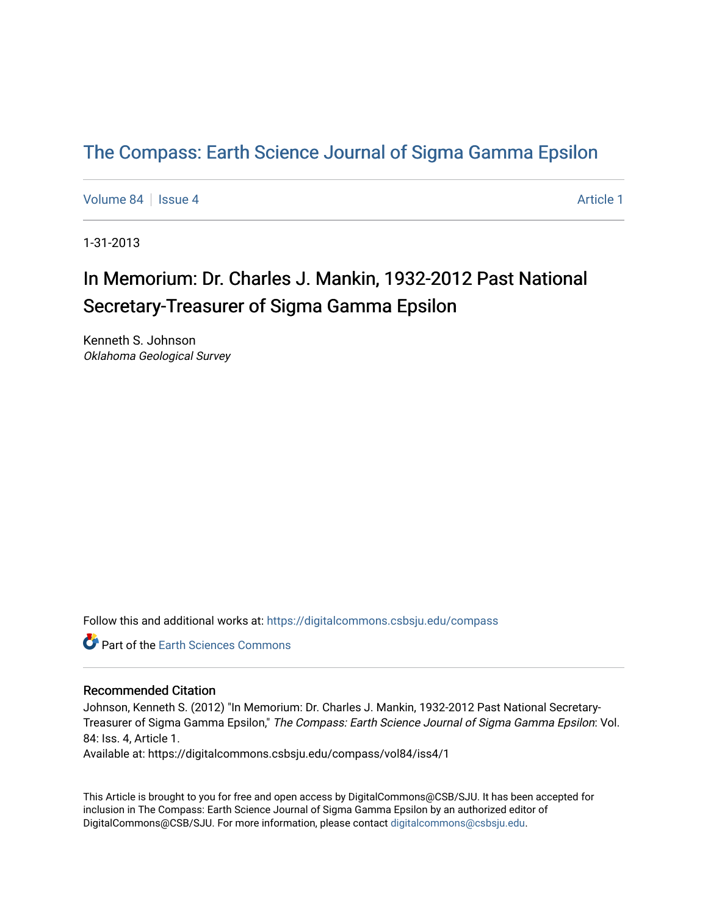# The Compass: Earth Science Journal of Sigma Gamma Epsilon

Volume 84 | Issue 4 Article 1

1-31-2013

## In Memorium: Dr. Charles J. Mankin, 1932-2012 Past National Secretary-Treasurer of Sigma Gamma Epsilon

Kenneth S. Johnson
*Oklahoma Geological Survey*

Follow this and additional works at: https://digitalcommons.csbsju.edu/compass

Part of the Earth Sciences Commons

### Recommended Citation

Johnson, Kenneth S. (2012) "In Memorium: Dr. Charles J. Mankin, 1932-2012 Past National Secretary-Treasurer of Sigma Gamma Epsilon," *The Compass: Earth Science Journal of Sigma Gamma Epsilon*: Vol. 84: Iss. 4, Article 1.
Available at: https://digitalcommons.csbsju.edu/compass/vol84/iss4/1

This Article is brought to you for free and open access by DigitalCommons@CSB/SJU. It has been accepted for inclusion in The Compass: Earth Science Journal of Sigma Gamma Epsilon by an authorized editor of DigitalCommons@CSB/SJU. For more information, please contact digitalcommons@csbsju.edu.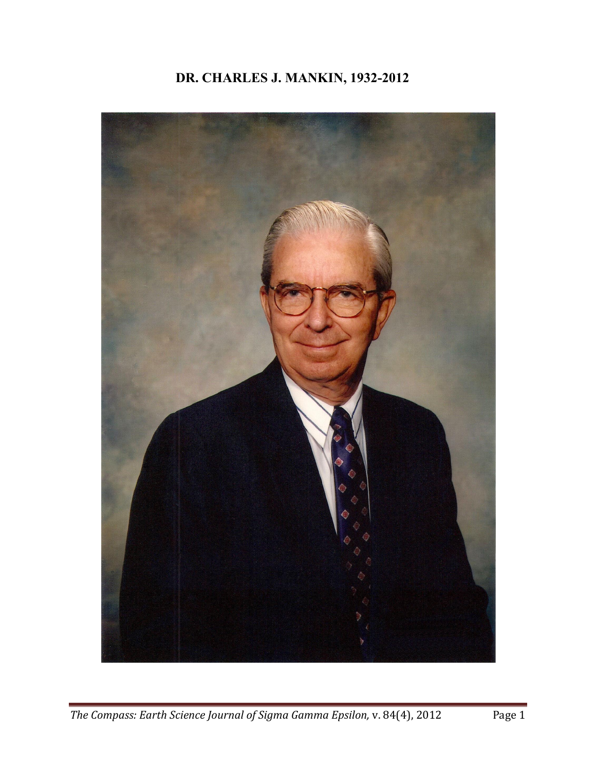# DR. CHARLES J. MANKIN, 1932-2012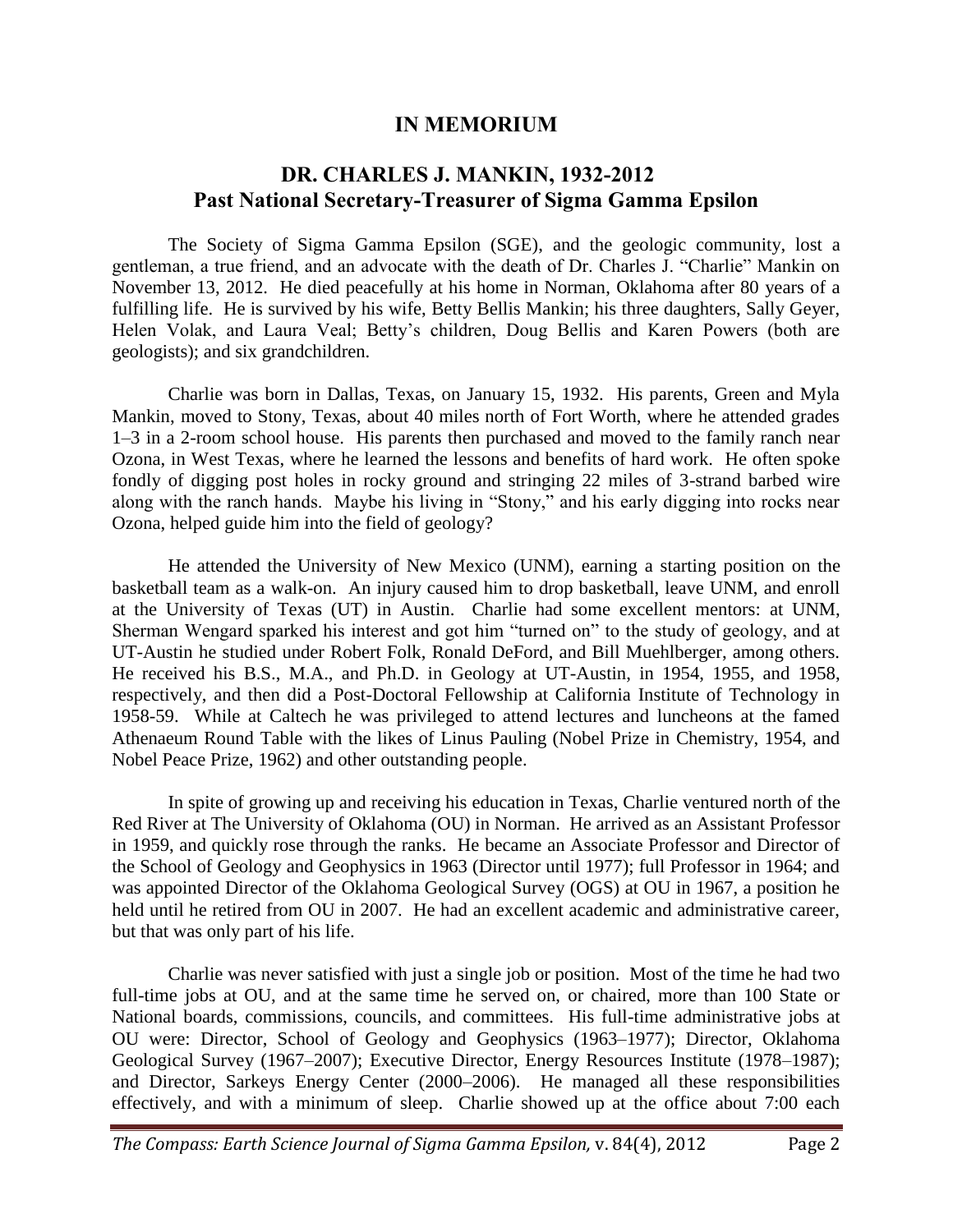# IN MEMORIUM

## DR. CHARLES J. MANKIN, 1932-2012
## Past National Secretary-Treasurer of Sigma Gamma Epsilon

The Society of Sigma Gamma Epsilon (SGE), and the geologic community, lost a gentleman, a true friend, and an advocate with the death of Dr. Charles J. "Charlie" Mankin on November 13, 2012. He died peacefully at his home in Norman, Oklahoma after 80 years of a fulfilling life. He is survived by his wife, Betty Bellis Mankin; his three daughters, Sally Geyer, Helen Volak, and Laura Veal; Betty's children, Doug Bellis and Karen Powers (both are geologists); and six grandchildren.

Charlie was born in Dallas, Texas, on January 15, 1932. His parents, Green and Myla Mankin, moved to Stony, Texas, about 40 miles north of Fort Worth, where he attended grades 1–3 in a 2-room school house. His parents then purchased and moved to the family ranch near Ozona, in West Texas, where he learned the lessons and benefits of hard work. He often spoke fondly of digging post holes in rocky ground and stringing 22 miles of 3-strand barbed wire along with the ranch hands. Maybe his living in "Stony," and his early digging into rocks near Ozona, helped guide him into the field of geology?

He attended the University of New Mexico (UNM), earning a starting position on the basketball team as a walk-on. An injury caused him to drop basketball, leave UNM, and enroll at the University of Texas (UT) in Austin. Charlie had some excellent mentors: at UNM, Sherman Wengard sparked his interest and got him "turned on" to the study of geology, and at UT-Austin he studied under Robert Folk, Ronald DeFord, and Bill Muehlberger, among others. He received his B.S., M.A., and Ph.D. in Geology at UT-Austin, in 1954, 1955, and 1958, respectively, and then did a Post-Doctoral Fellowship at California Institute of Technology in 1958-59. While at Caltech he was privileged to attend lectures and luncheons at the famed Athenaeum Round Table with the likes of Linus Pauling (Nobel Prize in Chemistry, 1954, and Nobel Peace Prize, 1962) and other outstanding people.

In spite of growing up and receiving his education in Texas, Charlie ventured north of the Red River at The University of Oklahoma (OU) in Norman. He arrived as an Assistant Professor in 1959, and quickly rose through the ranks. He became an Associate Professor and Director of the School of Geology and Geophysics in 1963 (Director until 1977); full Professor in 1964; and was appointed Director of the Oklahoma Geological Survey (OGS) at OU in 1967, a position he held until he retired from OU in 2007. He had an excellent academic and administrative career, but that was only part of his life.

Charlie was never satisfied with just a single job or position. Most of the time he had two full-time jobs at OU, and at the same time he served on, or chaired, more than 100 State or National boards, commissions, councils, and committees. His full-time administrative jobs at OU were: Director, School of Geology and Geophysics (1963–1977); Director, Oklahoma Geological Survey (1967–2007); Executive Director, Energy Resources Institute (1978–1987); and Director, Sarkeys Energy Center (2000–2006). He managed all these responsibilities effectively, and with a minimum of sleep. Charlie showed up at the office about 7:00 each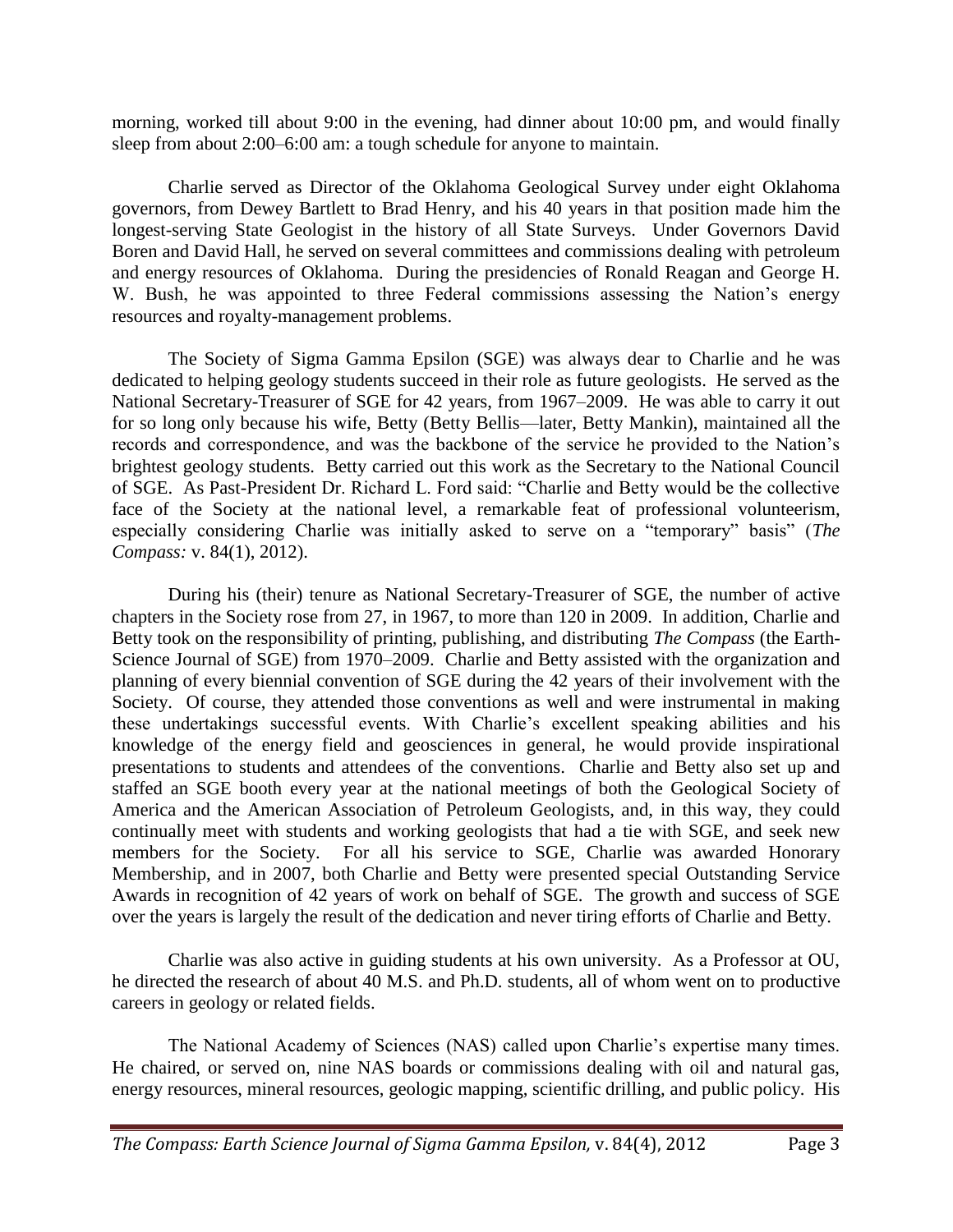morning, worked till about 9:00 in the evening, had dinner about 10:00 pm, and would finally sleep from about 2:00–6:00 am: a tough schedule for anyone to maintain.

Charlie served as Director of the Oklahoma Geological Survey under eight Oklahoma governors, from Dewey Bartlett to Brad Henry, and his 40 years in that position made him the longest-serving State Geologist in the history of all State Surveys. Under Governors David Boren and David Hall, he served on several committees and commissions dealing with petroleum and energy resources of Oklahoma. During the presidencies of Ronald Reagan and George H. W. Bush, he was appointed to three Federal commissions assessing the Nation's energy resources and royalty-management problems.

The Society of Sigma Gamma Epsilon (SGE) was always dear to Charlie and he was dedicated to helping geology students succeed in their role as future geologists. He served as the National Secretary-Treasurer of SGE for 42 years, from 1967–2009. He was able to carry it out for so long only because his wife, Betty (Betty Bellis—later, Betty Mankin), maintained all the records and correspondence, and was the backbone of the service he provided to the Nation's brightest geology students. Betty carried out this work as the Secretary to the National Council of SGE. As Past-President Dr. Richard L. Ford said: "Charlie and Betty would be the collective face of the Society at the national level, a remarkable feat of professional volunteerism, especially considering Charlie was initially asked to serve on a "temporary" basis" (*The Compass:* v. 84(1), 2012).

During his (their) tenure as National Secretary-Treasurer of SGE, the number of active chapters in the Society rose from 27, in 1967, to more than 120 in 2009. In addition, Charlie and Betty took on the responsibility of printing, publishing, and distributing *The Compass* (the Earth-Science Journal of SGE) from 1970–2009. Charlie and Betty assisted with the organization and planning of every biennial convention of SGE during the 42 years of their involvement with the Society. Of course, they attended those conventions as well and were instrumental in making these undertakings successful events. With Charlie's excellent speaking abilities and his knowledge of the energy field and geosciences in general, he would provide inspirational presentations to students and attendees of the conventions. Charlie and Betty also set up and staffed an SGE booth every year at the national meetings of both the Geological Society of America and the American Association of Petroleum Geologists, and, in this way, they could continually meet with students and working geologists that had a tie with SGE, and seek new members for the Society. For all his service to SGE, Charlie was awarded Honorary Membership, and in 2007, both Charlie and Betty were presented special Outstanding Service Awards in recognition of 42 years of work on behalf of SGE. The growth and success of SGE over the years is largely the result of the dedication and never tiring efforts of Charlie and Betty.

Charlie was also active in guiding students at his own university. As a Professor at OU, he directed the research of about 40 M.S. and Ph.D. students, all of whom went on to productive careers in geology or related fields.

The National Academy of Sciences (NAS) called upon Charlie's expertise many times. He chaired, or served on, nine NAS boards or commissions dealing with oil and natural gas, energy resources, mineral resources, geologic mapping, scientific drilling, and public policy. His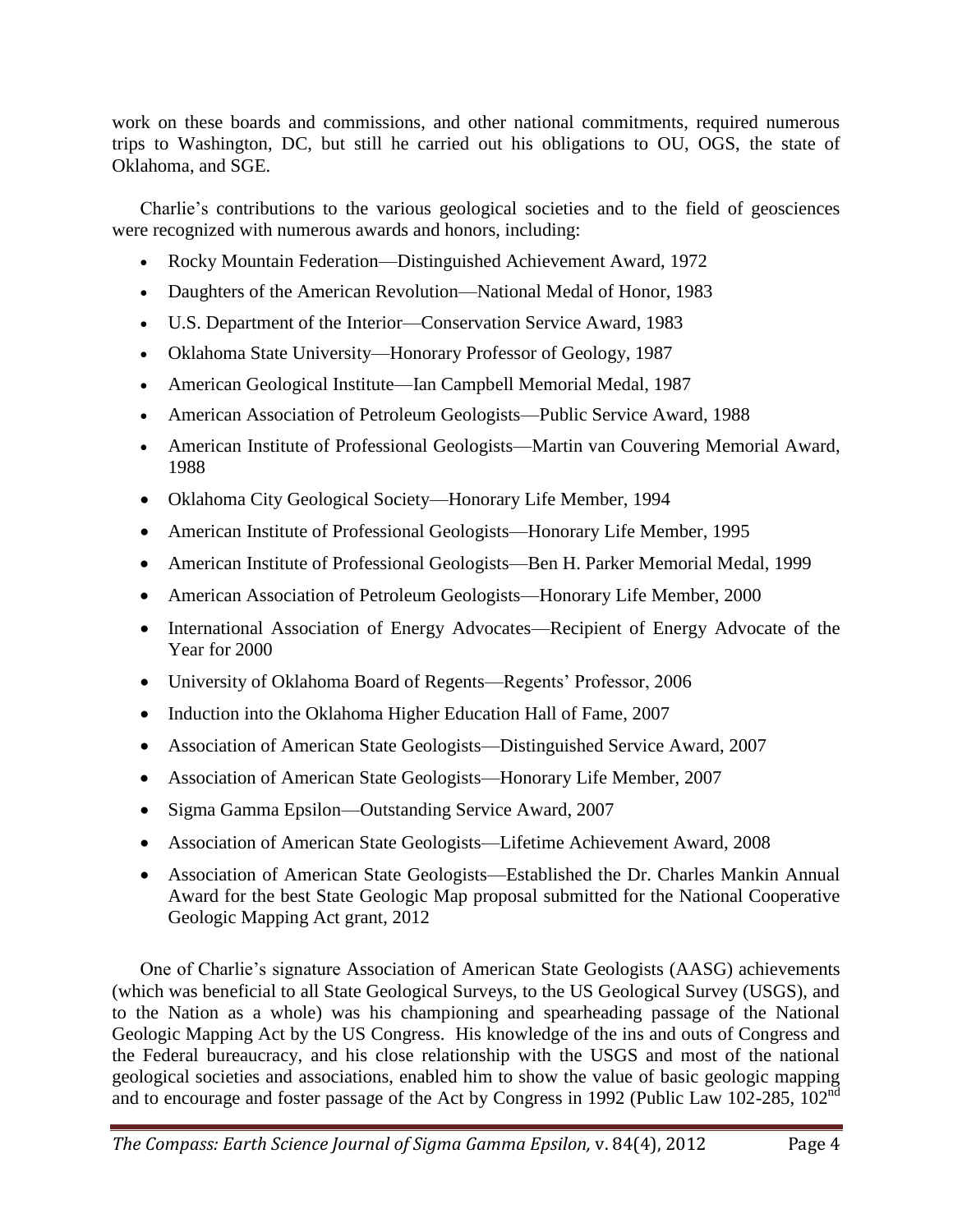work on these boards and commissions, and other national commitments, required numerous trips to Washington, DC, but still he carried out his obligations to OU, OGS, the state of Oklahoma, and SGE.

Charlie's contributions to the various geological societies and to the field of geosciences were recognized with numerous awards and honors, including:

- Rocky Mountain Federation—Distinguished Achievement Award, 1972
- Daughters of the American Revolution—National Medal of Honor, 1983
- U.S. Department of the Interior—Conservation Service Award, 1983
- Oklahoma State University—Honorary Professor of Geology, 1987
- American Geological Institute—Ian Campbell Memorial Medal, 1987
- American Association of Petroleum Geologists—Public Service Award, 1988
- American Institute of Professional Geologists—Martin van Couvering Memorial Award, 1988
- Oklahoma City Geological Society—Honorary Life Member, 1994
- American Institute of Professional Geologists—Honorary Life Member, 1995
- American Institute of Professional Geologists—Ben H. Parker Memorial Medal, 1999
- American Association of Petroleum Geologists—Honorary Life Member, 2000
- International Association of Energy Advocates—Recipient of Energy Advocate of the Year for 2000
- University of Oklahoma Board of Regents—Regents' Professor, 2006
- Induction into the Oklahoma Higher Education Hall of Fame, 2007
- Association of American State Geologists—Distinguished Service Award, 2007
- Association of American State Geologists—Honorary Life Member, 2007
- Sigma Gamma Epsilon—Outstanding Service Award, 2007
- Association of American State Geologists—Lifetime Achievement Award, 2008
- Association of American State Geologists—Established the Dr. Charles Mankin Annual Award for the best State Geologic Map proposal submitted for the National Cooperative Geologic Mapping Act grant, 2012

One of Charlie's signature Association of American State Geologists (AASG) achievements (which was beneficial to all State Geological Surveys, to the US Geological Survey (USGS), and to the Nation as a whole) was his championing and spearheading passage of the National Geologic Mapping Act by the US Congress. His knowledge of the ins and outs of Congress and the Federal bureaucracy, and his close relationship with the USGS and most of the national geological societies and associations, enabled him to show the value of basic geologic mapping and to encourage and foster passage of the Act by Congress in 1992 (Public Law 102-285, 102nd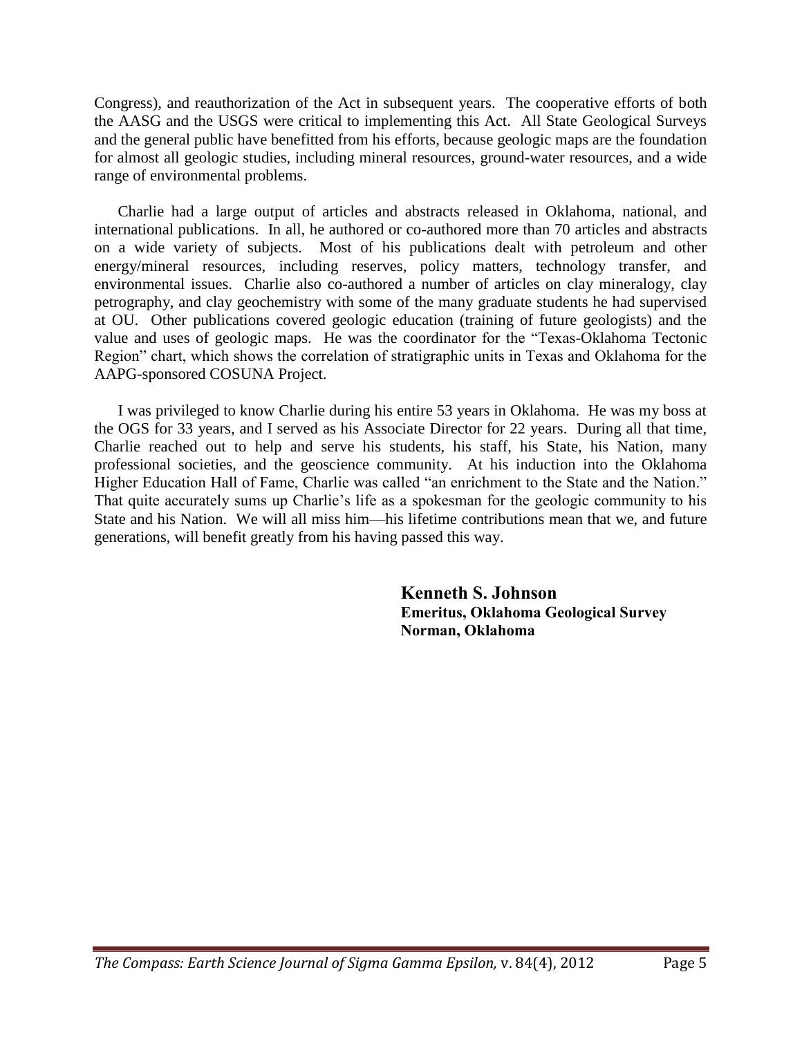Congress), and reauthorization of the Act in subsequent years. The cooperative efforts of both the AASG and the USGS were critical to implementing this Act. All State Geological Surveys and the general public have benefitted from his efforts, because geologic maps are the foundation for almost all geologic studies, including mineral resources, ground-water resources, and a wide range of environmental problems.

Charlie had a large output of articles and abstracts released in Oklahoma, national, and international publications. In all, he authored or co-authored more than 70 articles and abstracts on a wide variety of subjects. Most of his publications dealt with petroleum and other energy/mineral resources, including reserves, policy matters, technology transfer, and environmental issues. Charlie also co-authored a number of articles on clay mineralogy, clay petrography, and clay geochemistry with some of the many graduate students he had supervised at OU. Other publications covered geologic education (training of future geologists) and the value and uses of geologic maps. He was the coordinator for the "Texas-Oklahoma Tectonic Region" chart, which shows the correlation of stratigraphic units in Texas and Oklahoma for the AAPG-sponsored COSUNA Project.

I was privileged to know Charlie during his entire 53 years in Oklahoma. He was my boss at the OGS for 33 years, and I served as his Associate Director for 22 years. During all that time, Charlie reached out to help and serve his students, his staff, his State, his Nation, many professional societies, and the geoscience community. At his induction into the Oklahoma Higher Education Hall of Fame, Charlie was called "an enrichment to the State and the Nation." That quite accurately sums up Charlie's life as a spokesman for the geologic community to his State and his Nation. We will all miss him—his lifetime contributions mean that we, and future generations, will benefit greatly from his having passed this way.

**Kenneth S. Johnson**
**Emeritus, Oklahoma Geological Survey**
**Norman, Oklahoma**